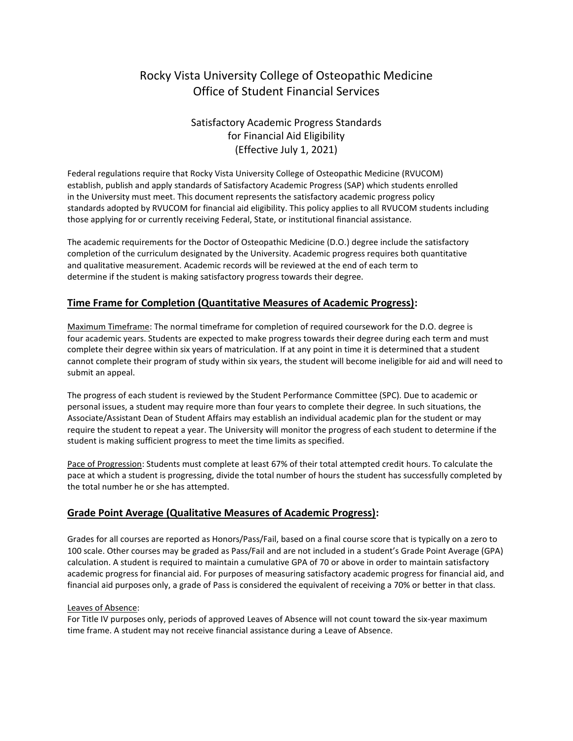# Rocky Vista University College of Osteopathic Medicine
# Office of Student Financial Services

## Satisfactory Academic Progress Standards for Financial Aid Eligibility (Effective July 1, 2021)

Federal regulations require that Rocky Vista University College of Osteopathic Medicine (RVUCOM) establish, publish and apply standards of Satisfactory Academic Progress (SAP) which students enrolled in the University must meet. This document represents the satisfactory academic progress policy standards adopted by RVUCOM for financial aid eligibility. This policy applies to all RVUCOM students including those applying for or currently receiving Federal, State, or institutional financial assistance.

The academic requirements for the Doctor of Osteopathic Medicine (D.O.) degree include the satisfactory completion of the curriculum designated by the University. Academic progress requires both quantitative and qualitative measurement. Academic records will be reviewed at the end of each term to determine if the student is making satisfactory progress towards their degree.

## **Time Frame for Completion (Quantitative Measures of Academic Progress):**

Maximum Timeframe: The normal timeframe for completion of required coursework for the D.O. degree is four academic years. Students are expected to make progress towards their degree during each term and must complete their degree within six years of matriculation. If at any point in time it is determined that a student cannot complete their program of study within six years, the student will become ineligible for aid and will need to submit an appeal.

The progress of each student is reviewed by the Student Performance Committee (SPC). Due to academic or personal issues, a student may require more than four years to complete their degree. In such situations, the Associate/Assistant Dean of Student Affairs may establish an individual academic plan for the student or may require the student to repeat a year. The University will monitor the progress of each student to determine if the student is making sufficient progress to meet the time limits as specified.

Pace of Progression: Students must complete at least 67% of their total attempted credit hours. To calculate the pace at which a student is progressing, divide the total number of hours the student has successfully completed by the total number he or she has attempted.

## **Grade Point Average (Qualitative Measures of Academic Progress):**

Grades for all courses are reported as Honors/Pass/Fail, based on a final course score that is typically on a zero to 100 scale. Other courses may be graded as Pass/Fail and are not included in a student's Grade Point Average (GPA) calculation. A student is required to maintain a cumulative GPA of 70 or above in order to maintain satisfactory academic progress for financial aid. For purposes of measuring satisfactory academic progress for financial aid, and financial aid purposes only, a grade of Pass is considered the equivalent of receiving a 70% or better in that class.

Leaves of Absence:

For Title IV purposes only, periods of approved Leaves of Absence will not count toward the six-year maximum time frame. A student may not receive financial assistance during a Leave of Absence.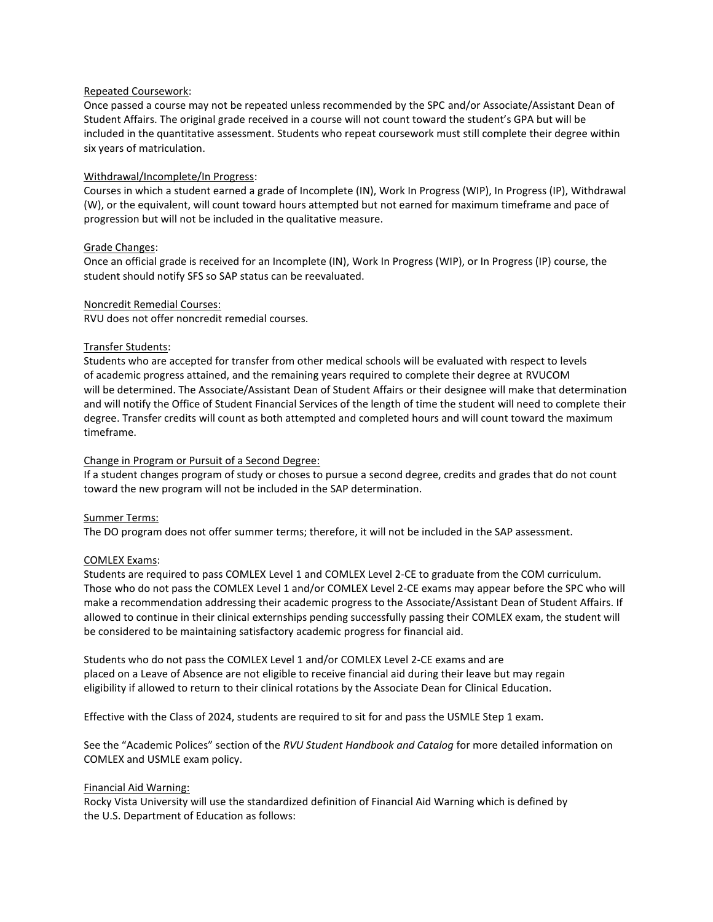Repeated Coursework:
Once passed a course may not be repeated unless recommended by the SPC and/or Associate/Assistant Dean of Student Affairs. The original grade received in a course will not count toward the student's GPA but will be included in the quantitative assessment. Students who repeat coursework must still complete their degree within six years of matriculation.

Withdrawal/Incomplete/In Progress:
Courses in which a student earned a grade of Incomplete (IN), Work In Progress (WIP), In Progress (IP), Withdrawal (W), or the equivalent, will count toward hours attempted but not earned for maximum timeframe and pace of progression but will not be included in the qualitative measure.

Grade Changes:
Once an official grade is received for an Incomplete (IN), Work In Progress (WIP), or In Progress (IP) course, the student should notify SFS so SAP status can be reevaluated.

Noncredit Remedial Courses:
RVU does not offer noncredit remedial courses.

Transfer Students:
Students who are accepted for transfer from other medical schools will be evaluated with respect to levels of academic progress attained, and the remaining years required to complete their degree at RVUCOM will be determined. The Associate/Assistant Dean of Student Affairs or their designee will make that determination and will notify the Office of Student Financial Services of the length of time the student will need to complete their degree. Transfer credits will count as both attempted and completed hours and will count toward the maximum timeframe.

Change in Program or Pursuit of a Second Degree:
If a student changes program of study or choses to pursue a second degree, credits and grades that do not count toward the new program will not be included in the SAP determination.

Summer Terms:
The DO program does not offer summer terms; therefore, it will not be included in the SAP assessment.

COMLEX Exams:
Students are required to pass COMLEX Level 1 and COMLEX Level 2-CE to graduate from the COM curriculum. Those who do not pass the COMLEX Level 1 and/or COMLEX Level 2-CE exams may appear before the SPC who will make a recommendation addressing their academic progress to the Associate/Assistant Dean of Student Affairs. If allowed to continue in their clinical externships pending successfully passing their COMLEX exam, the student will be considered to be maintaining satisfactory academic progress for financial aid.

Students who do not pass the COMLEX Level 1 and/or COMLEX Level 2-CE exams and are placed on a Leave of Absence are not eligible to receive financial aid during their leave but may regain eligibility if allowed to return to their clinical rotations by the Associate Dean for Clinical Education.

Effective with the Class of 2024, students are required to sit for and pass the USMLE Step 1 exam.

See the "Academic Polices" section of the *RVU Student Handbook and Catalog* for more detailed information on COMLEX and USMLE exam policy.

Financial Aid Warning:
Rocky Vista University will use the standardized definition of Financial Aid Warning which is defined by the U.S. Department of Education as follows: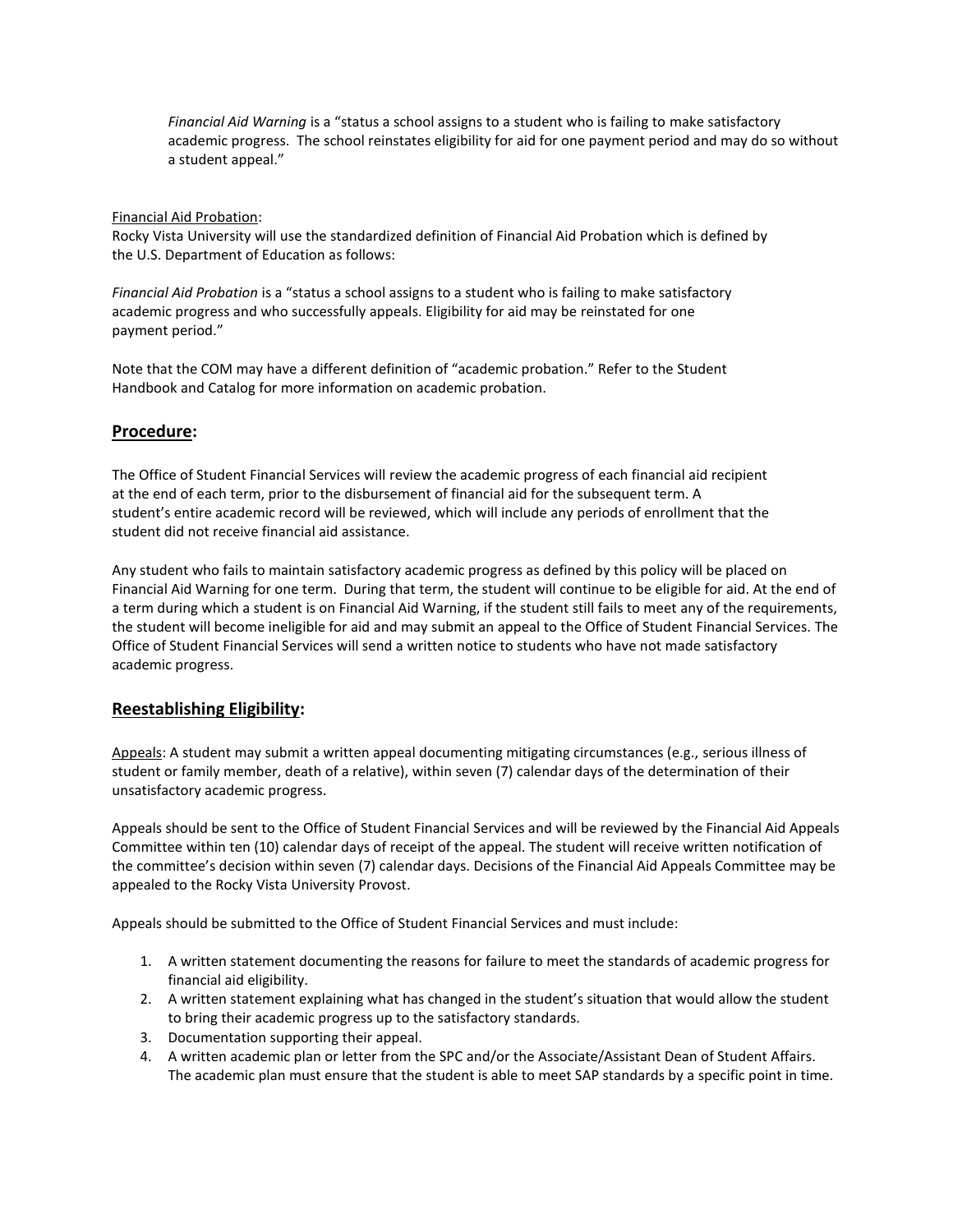*Financial Aid Warning* is a "status a school assigns to a student who is failing to make satisfactory academic progress. The school reinstates eligibility for aid for one payment period and may do so without a student appeal."

Financial Aid Probation:
Rocky Vista University will use the standardized definition of Financial Aid Probation which is defined by the U.S. Department of Education as follows:

*Financial Aid Probation* is a "status a school assigns to a student who is failing to make satisfactory academic progress and who successfully appeals. Eligibility for aid may be reinstated for one payment period."

Note that the COM may have a different definition of "academic probation." Refer to the Student Handbook and Catalog for more information on academic probation.

## Procedure:

The Office of Student Financial Services will review the academic progress of each financial aid recipient at the end of each term, prior to the disbursement of financial aid for the subsequent term. A student's entire academic record will be reviewed, which will include any periods of enrollment that the student did not receive financial aid assistance.

Any student who fails to maintain satisfactory academic progress as defined by this policy will be placed on Financial Aid Warning for one term. During that term, the student will continue to be eligible for aid. At the end of a term during which a student is on Financial Aid Warning, if the student still fails to meet any of the requirements, the student will become ineligible for aid and may submit an appeal to the Office of Student Financial Services. The Office of Student Financial Services will send a written notice to students who have not made satisfactory academic progress.

## Reestablishing Eligibility:

Appeals: A student may submit a written appeal documenting mitigating circumstances (e.g., serious illness of student or family member, death of a relative), within seven (7) calendar days of the determination of their unsatisfactory academic progress.

Appeals should be sent to the Office of Student Financial Services and will be reviewed by the Financial Aid Appeals Committee within ten (10) calendar days of receipt of the appeal. The student will receive written notification of the committee's decision within seven (7) calendar days. Decisions of the Financial Aid Appeals Committee may be appealed to the Rocky Vista University Provost.

Appeals should be submitted to the Office of Student Financial Services and must include:

1. A written statement documenting the reasons for failure to meet the standards of academic progress for financial aid eligibility.
2. A written statement explaining what has changed in the student's situation that would allow the student to bring their academic progress up to the satisfactory standards.
3. Documentation supporting their appeal.
4. A written academic plan or letter from the SPC and/or the Associate/Assistant Dean of Student Affairs. The academic plan must ensure that the student is able to meet SAP standards by a specific point in time.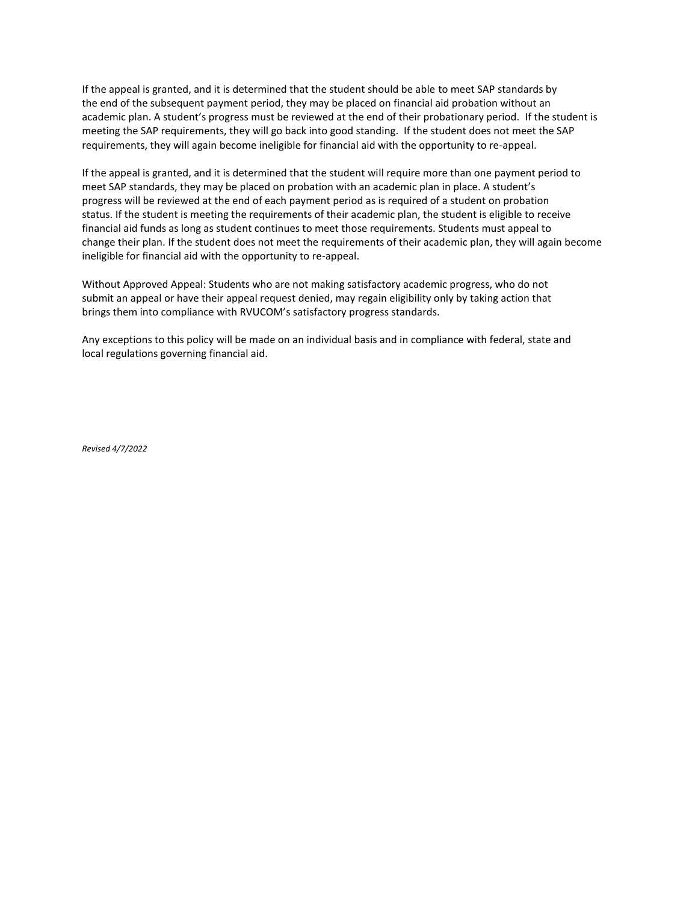If the appeal is granted, and it is determined that the student should be able to meet SAP standards by the end of the subsequent payment period, they may be placed on financial aid probation without an academic plan. A student's progress must be reviewed at the end of their probationary period. If the student is meeting the SAP requirements, they will go back into good standing. If the student does not meet the SAP requirements, they will again become ineligible for financial aid with the opportunity to re-appeal.

If the appeal is granted, and it is determined that the student will require more than one payment period to meet SAP standards, they may be placed on probation with an academic plan in place. A student's progress will be reviewed at the end of each payment period as is required of a student on probation status. If the student is meeting the requirements of their academic plan, the student is eligible to receive financial aid funds as long as student continues to meet those requirements. Students must appeal to change their plan. If the student does not meet the requirements of their academic plan, they will again become ineligible for financial aid with the opportunity to re-appeal.

Without Approved Appeal: Students who are not making satisfactory academic progress, who do not submit an appeal or have their appeal request denied, may regain eligibility only by taking action that brings them into compliance with RVUCOM's satisfactory progress standards.

Any exceptions to this policy will be made on an individual basis and in compliance with federal, state and local regulations governing financial aid.

*Revised 4/7/2022*